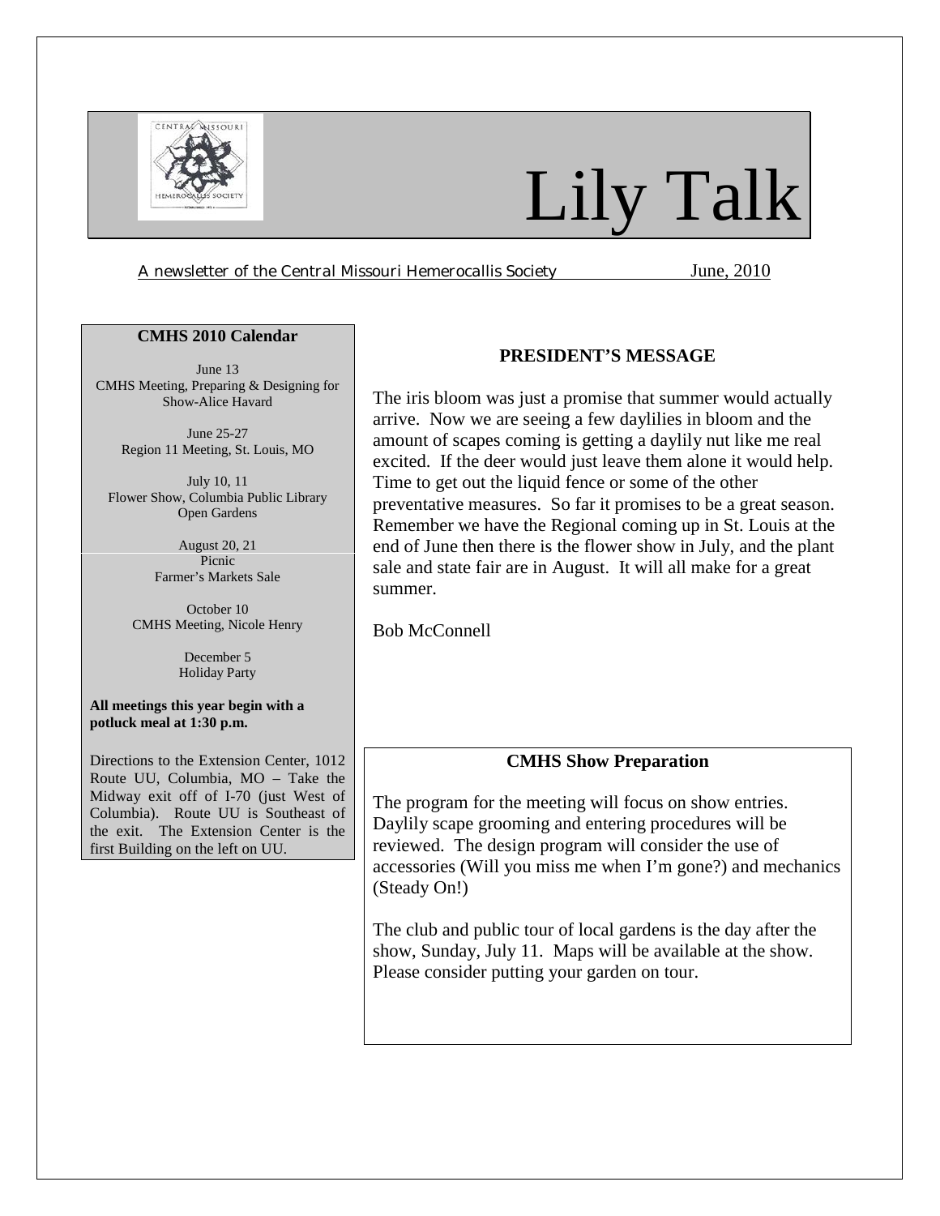# Lily Talk

A newsletter of the Central Missouri Hemerocallis Society June, 2010

## CMHS 2010 Calendar

June 13
CMHS Meeting, Preparing & Designing for Show-Alice Havard

June 25-27
Region 11 Meeting, St. Louis, MO

July 10, 11
Flower Show, Columbia Public Library
Open Gardens

August 20, 21
Picnic
Farmer's Markets Sale

October 10
CMHS Meeting, Nicole Henry

December 5
Holiday Party

**All meetings this year begin with a potluck meal at 1:30 p.m.**

Directions to the Extension Center, 1012 Route UU, Columbia, MO – Take the Midway exit off of I-70 (just West of Columbia). Route UU is Southeast of the exit. The Extension Center is the first Building on the left on UU.

## PRESIDENT'S MESSAGE

The iris bloom was just a promise that summer would actually arrive. Now we are seeing a few daylilies in bloom and the amount of scapes coming is getting a daylily nut like me real excited. If the deer would just leave them alone it would help. Time to get out the liquid fence or some of the other preventative measures. So far it promises to be a great season. Remember we have the Regional coming up in St. Louis at the end of June then there is the flower show in July, and the plant sale and state fair are in August. It will all make for a great summer.

Bob McConnell

## CMHS Show Preparation

The program for the meeting will focus on show entries. Daylily scape grooming and entering procedures will be reviewed. The design program will consider the use of accessories (Will you miss me when I'm gone?) and mechanics (Steady On!)

The club and public tour of local gardens is the day after the show, Sunday, July 11. Maps will be available at the show. Please consider putting your garden on tour.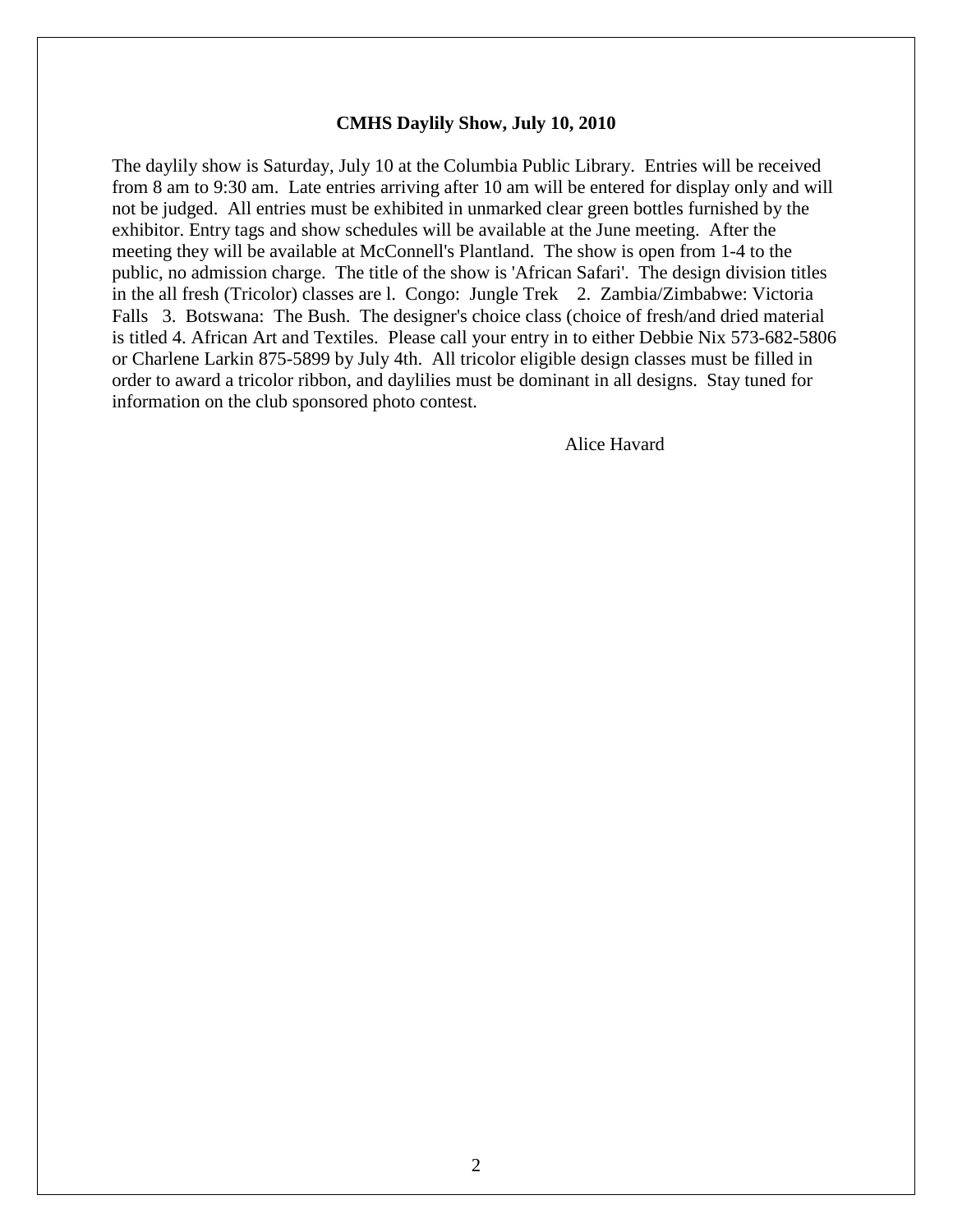**CMHS Daylily Show, July 10, 2010**

The daylily show is Saturday, July 10 at the Columbia Public Library. Entries will be received from 8 am to 9:30 am. Late entries arriving after 10 am will be entered for display only and will not be judged. All entries must be exhibited in unmarked clear green bottles furnished by the exhibitor. Entry tags and show schedules will be available at the June meeting. After the meeting they will be available at McConnell's Plantland. The show is open from 1-4 to the public, no admission charge. The title of the show is 'African Safari'. The design division titles in the all fresh (Tricolor) classes are l. Congo: Jungle Trek 2. Zambia/Zimbabwe: Victoria Falls 3. Botswana: The Bush. The designer's choice class (choice of fresh/and dried material is titled 4. African Art and Textiles. Please call your entry in to either Debbie Nix 573-682-5806 or Charlene Larkin 875-5899 by July 4th. All tricolor eligible design classes must be filled in order to award a tricolor ribbon, and daylilies must be dominant in all designs. Stay tuned for information on the club sponsored photo contest.

Alice Havard